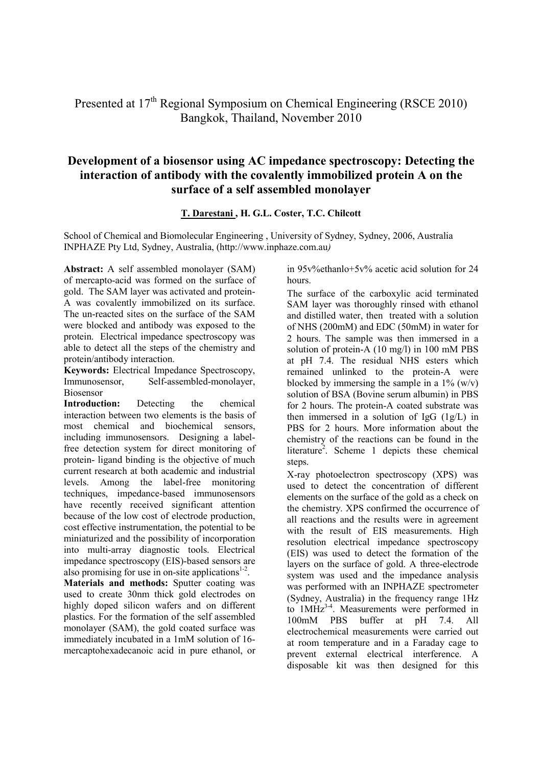Presented at 17th Regional Symposium on Chemical Engineering (RSCE 2010) Bangkok, Thailand, November 2010

# Development of a biosensor using AC impedance spectroscopy: Detecting the interaction of antibody with the covalently immobilized protein A on the surface of a self assembled monolayer

**T. Darestani**, H. G.L. Coster, T.C. Chilcott

School of Chemical and Biomolecular Engineering , University of Sydney, Sydney, 2006, Australia
INPHAZE Pty Ltd, Sydney, Australia, (http://www.inphaze.com.au)

**Abstract:** A self assembled monolayer (SAM) of mercapto-acid was formed on the surface of gold. The SAM layer was activated and protein-A was covalently immobilized on its surface. The un-reacted sites on the surface of the SAM were blocked and antibody was exposed to the protein. Electrical impedance spectroscopy was able to detect all the steps of the chemistry and protein/antibody interaction.

**Keywords:** Electrical Impedance Spectroscopy, Immunosensor, Self-assembled-monolayer, Biosensor

**Introduction:** Detecting the chemical interaction between two elements is the basis of most chemical and biochemical sensors, including immunosensors. Designing a label-free detection system for direct monitoring of protein- ligand binding is the objective of much current research at both academic and industrial levels. Among the label-free monitoring techniques, impedance-based immunosensors have recently received significant attention because of the low cost of electrode production, cost effective instrumentation, the potential to be miniaturized and the possibility of incorporation into multi-array diagnostic tools. Electrical impedance spectroscopy (EIS)-based sensors are also promising for use in on-site applications[1-2].

**Materials and methods:** Sputter coating was used to create 30nm thick gold electrodes on highly doped silicon wafers and on different plastics. For the formation of the self assembled monolayer (SAM), the gold coated surface was immediately incubated in a 1mM solution of 16-mercaptohexadecanoic acid in pure ethanol, or in 95v%ethanlo+5v% acetic acid solution for 24 hours.

The surface of the carboxylic acid terminated SAM layer was thoroughly rinsed with ethanol and distilled water, then treated with a solution of NHS (200mM) and EDC (50mM) in water for 2 hours. The sample was then immersed in a solution of protein-A (10 mg/l) in 100 mM PBS at pH 7.4. The residual NHS esters which remained unlinked to the protein-A were blocked by immersing the sample in a 1% (w/v) solution of BSA (Bovine serum albumin) in PBS for 2 hours. The protein-A coated substrate was then immersed in a solution of IgG (1g/L) in PBS for 2 hours. More information about the chemistry of the reactions can be found in the literature[2]. Scheme 1 depicts these chemical steps.

X-ray photoelectron spectroscopy (XPS) was used to detect the concentration of different elements on the surface of the gold as a check on the chemistry. XPS confirmed the occurrence of all reactions and the results were in agreement with the result of EIS measurements. High resolution electrical impedance spectroscopy (EIS) was used to detect the formation of the layers on the surface of gold. A three-electrode system was used and the impedance analysis was performed with an INPHAZE spectrometer (Sydney, Australia) in the frequency range 1Hz to 1MHz[3-4]. Measurements were performed in 100mM PBS buffer at pH 7.4. All electrochemical measurements were carried out at room temperature and in a Faraday cage to prevent external electrical interference. A disposable kit was then designed for this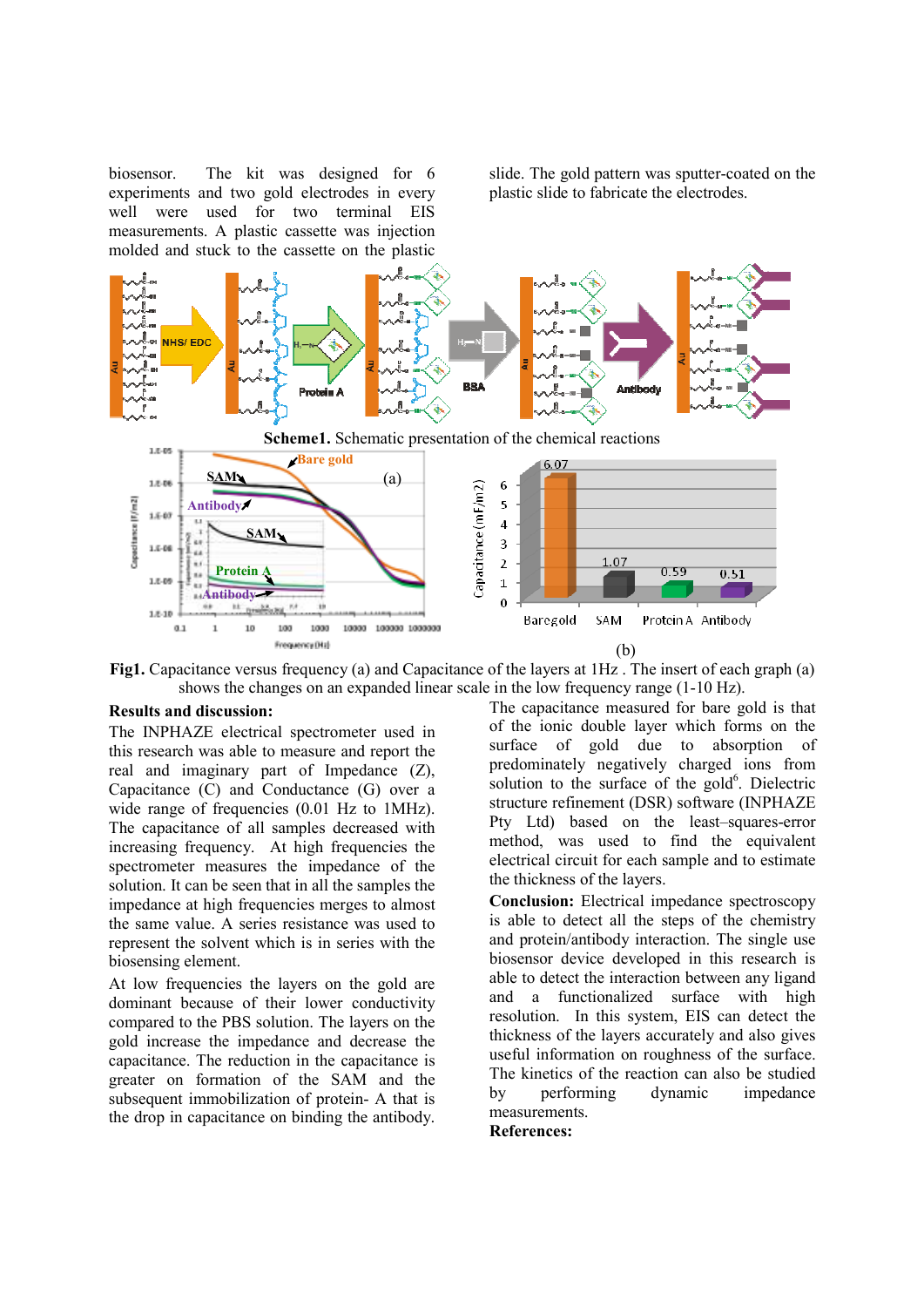biosensor. The kit was designed for 6 experiments and two gold electrodes in every well were used for two terminal EIS measurements. A plastic cassette was injection molded and stuck to the cassette on the plastic slide. The gold pattern was sputter-coated on the plastic slide to fabricate the electrodes.

**Scheme1.** Schematic presentation of the chemical reactions

**Fig1.** Capacitance versus frequency (a) and Capacitance of the layers at 1Hz . The insert of each graph (a) shows the changes on an expanded linear scale in the low frequency range (1-10 Hz).

**Results and discussion:**

The INPHAZE electrical spectrometer used in this research was able to measure and report the real and imaginary part of Impedance (Z), Capacitance (C) and Conductance (G) over a wide range of frequencies (0.01 Hz to 1MHz). The capacitance of all samples decreased with increasing frequency. At high frequencies the spectrometer measures the impedance of the solution. It can be seen that in all the samples the impedance at high frequencies merges to almost the same value. A series resistance was used to represent the solvent which is in series with the biosensing element.

At low frequencies the layers on the gold are dominant because of their lower conductivity compared to the PBS solution. The layers on the gold increase the impedance and decrease the capacitance. The reduction in the capacitance is greater on formation of the SAM and the subsequent immobilization of protein- A that is the drop in capacitance on binding the antibody.

The capacitance measured for bare gold is that of the ionic double layer which forms on the surface of gold due to absorption of predominately negatively charged ions from solution to the surface of the gold[6]. Dielectric structure refinement (DSR) software (INPHAZE Pty Ltd) based on the least–squares-error method, was used to find the equivalent electrical circuit for each sample and to estimate the thickness of the layers.

**Conclusion:** Electrical impedance spectroscopy is able to detect all the steps of the chemistry and protein/antibody interaction. The single use biosensor device developed in this research is able to detect the interaction between any ligand and a functionalized surface with high resolution. In this system, EIS can detect the thickness of the layers accurately and also gives useful information on roughness of the surface. The kinetics of the reaction can also be studied by performing dynamic impedance measurements.

**References:**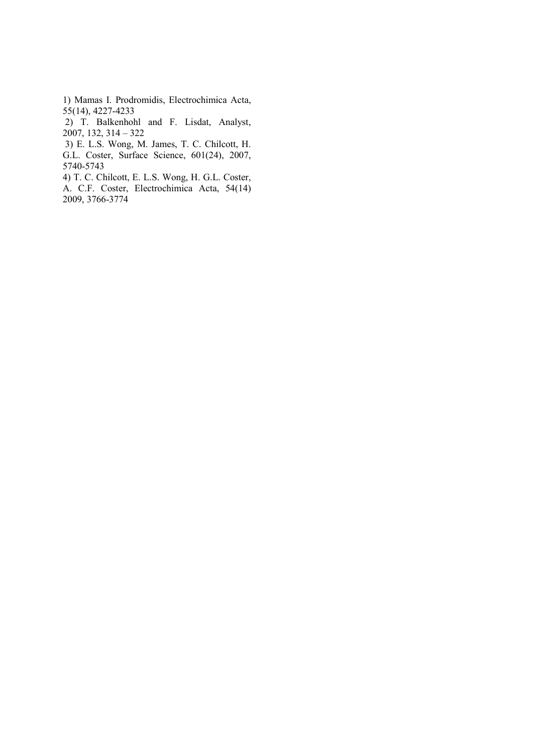1) Mamas I. Prodromidis, Electrochimica Acta, 55(14), 4227-4233

2) T. Balkenhohl and F. Lisdat, Analyst, 2007, 132, 314 – 322

3) E. L.S. Wong, M. James, T. C. Chilcott, H. G.L. Coster, Surface Science, 601(24), 2007, 5740-5743

4) T. C. Chilcott, E. L.S. Wong, H. G.L. Coster, A. C.F. Coster, Electrochimica Acta, 54(14) 2009, 3766-3774